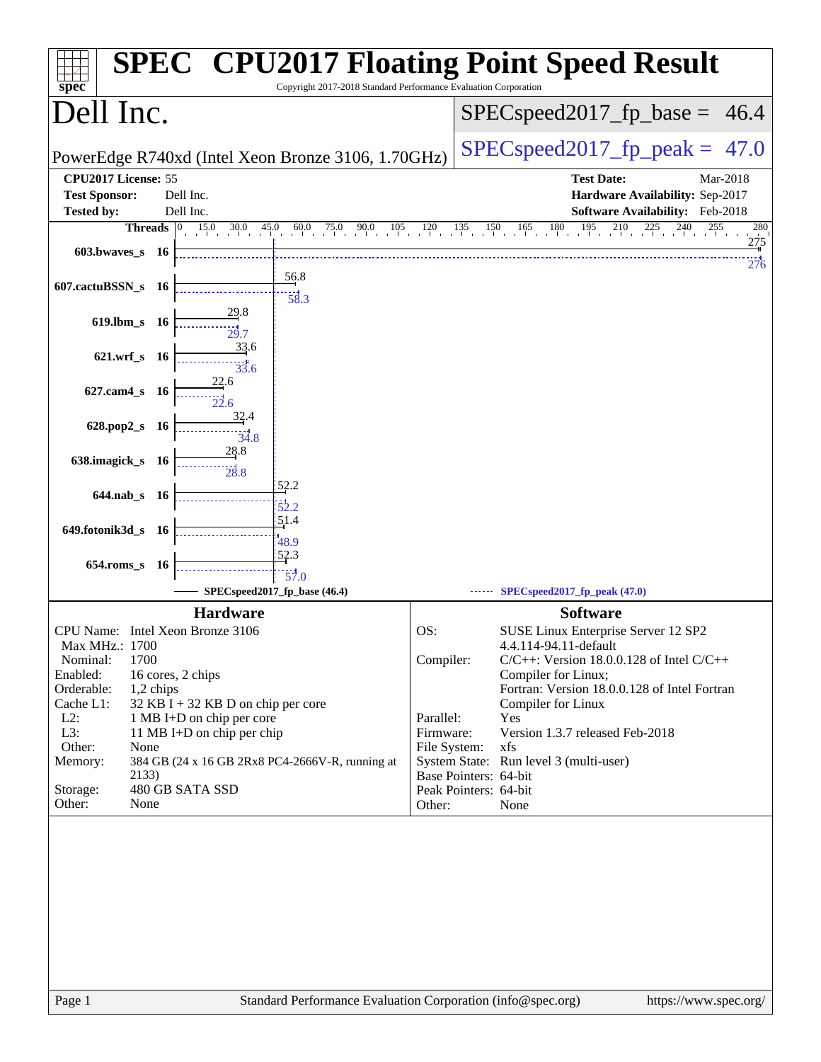# SPEC CPU2017 Floating Point Speed Result

Copyright 2017-2018 Standard Performance Evaluation Corporation

## Dell Inc.

PowerEdge R740xd (Intel Xeon Bronze 3106, 1.70GHz)

SPECspeed2017_fp_base = 46.4

SPECspeed2017_fp_peak = 47.0

| | | | |
|---|---|---|---|
| **CPU2017 License:** | 55 | **Test Date:** | Mar-2018 |
| **Test Sponsor:** | Dell Inc. | **Hardware Availability:** | Sep-2017 |
| **Tested by:** | Dell Inc. | **Software Availability:** | Feb-2018 |

| Benchmark | Threads | Base | Peak |
|---|---|---|---|
| 603.bwaves_s | 16 | 275 | 276 |
| 607.cactuBSSN_s | 16 | 56.8 | 58.3 |
| 619.lbm_s | 16 | 29.8 | 29.7 |
| 621.wrf_s | 16 | 33.6 | 33.6 |
| 627.cam4_s | 16 | 22.6 | 22.6 |
| 628.pop2_s | 16 | 32.4 | 34.8 |
| 638.imagick_s | 16 | 28.8 | 28.8 |
| 644.nab_s | 16 | 52.2 | 52.2 |
| 649.fotonik3d_s | 16 | 51.4 | 48.9 |
| 654.roms_s | 16 | 52.3 | 57.0 |

SPECspeed2017_fp_base (46.4) — SPECspeed2017_fp_peak (47.0)

### Hardware

| | |
|---|---|
| CPU Name: | Intel Xeon Bronze 3106 |
| Max MHz.: | 1700 |
| Nominal: | 1700 |
| Enabled: | 16 cores, 2 chips |
| Orderable: | 1,2 chips |
| Cache L1: | 32 KB I + 32 KB D on chip per core |
| L2: | 1 MB I+D on chip per core |
| L3: | 11 MB I+D on chip per chip |
| Other: | None |
| Memory: | 384 GB (24 x 16 GB 2Rx8 PC4-2666V-R, running at 2133) |
| Storage: | 480 GB SATA SSD |
| Other: | None |

### Software

| | |
|---|---|
| OS: | SUSE Linux Enterprise Server 12 SP2 4.4.114-94.11-default |
| Compiler: | C/C++: Version 18.0.0.128 of Intel C/C++ Compiler for Linux; Fortran: Version 18.0.0.128 of Intel Fortran Compiler for Linux |
| Parallel: | Yes |
| Firmware: | Version 1.3.7 released Feb-2018 |
| File System: | xfs |
| System State: | Run level 3 (multi-user) |
| Base Pointers: | 64-bit |
| Peak Pointers: | 64-bit |
| Other: | None |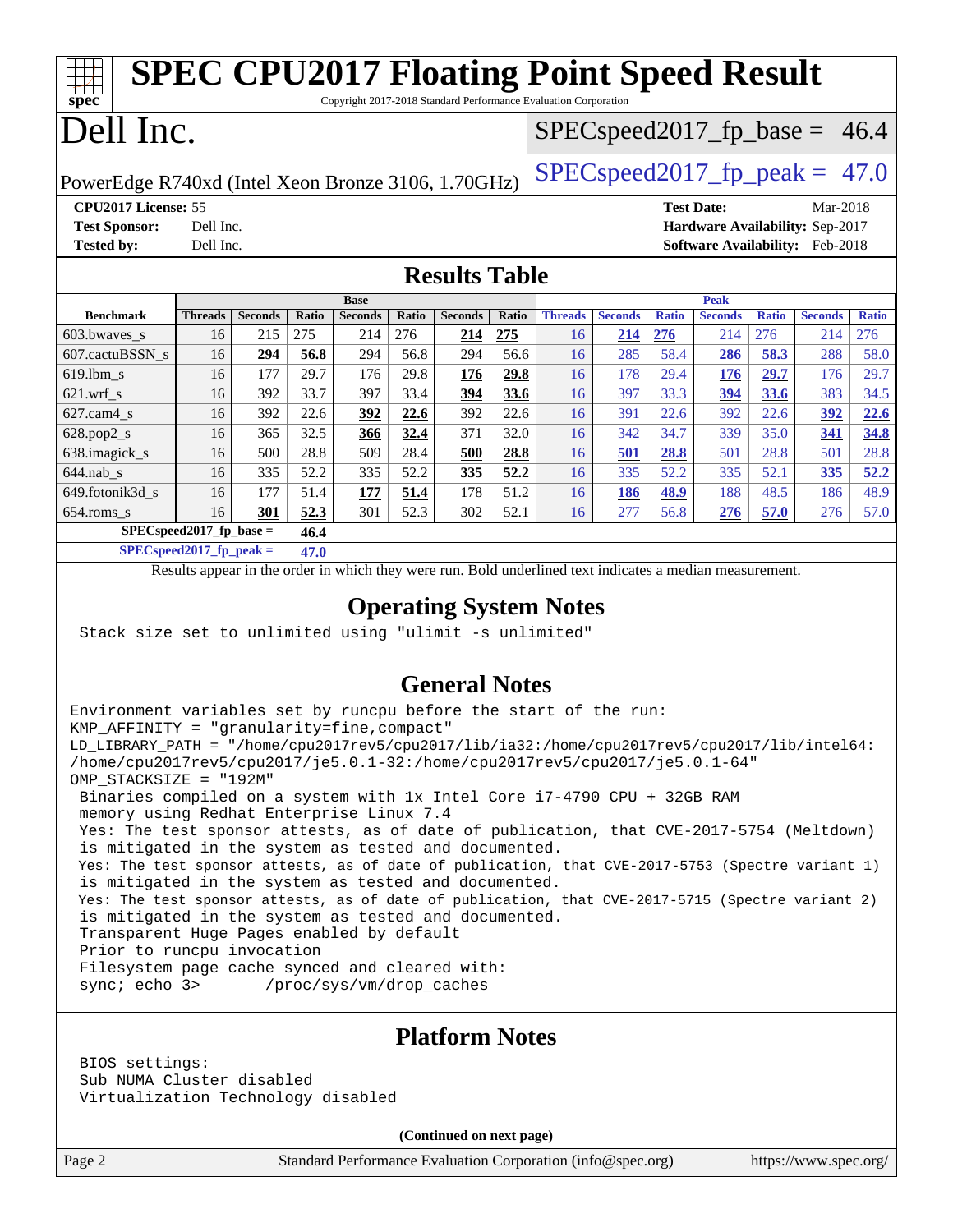# SPEC CPU2017 Floating Point Speed Result

Copyright 2017-2018 Standard Performance Evaluation Corporation

# Dell Inc.

PowerEdge R740xd (Intel Xeon Bronze 3106, 1.70GHz)

SPECspeed2017_fp_base = 46.4

SPECspeed2017_fp_peak = 47.0

**CPU2017 License:** 55
**Test Sponsor:** Dell Inc.
**Tested by:** Dell Inc.

**Test Date:** Mar-2018
**Hardware Availability:** Sep-2017
**Software Availability:** Feb-2018

## Results Table

| Benchmark | Base | | | | | | | Peak | | | | | | |
|---|---|---|---|---|---|---|---|---|---|---|---|---|---|---|
| | Threads | Seconds | Ratio | Seconds | Ratio | Seconds | Ratio | Threads | Seconds | Ratio | Seconds | Ratio | Seconds | Ratio |
| 603.bwaves_s | 16 | 215 | 275 | 214 | 276 | **214** | **275** | 16 | **214** | **276** | 214 | 276 | 214 | 276 |
| 607.cactuBSSN_s | 16 | **294** | **56.8** | 294 | 56.8 | 294 | 56.6 | 16 | 285 | 58.4 | **286** | **58.3** | 288 | 58.0 |
| 619.lbm_s | 16 | 177 | 29.7 | 176 | 29.8 | **176** | **29.8** | 16 | 178 | 29.4 | **176** | **29.7** | 176 | 29.7 |
| 621.wrf_s | 16 | 392 | 33.7 | 397 | 33.4 | **394** | **33.6** | 16 | 397 | 33.3 | **394** | **33.6** | 383 | 34.5 |
| 627.cam4_s | 16 | 392 | 22.6 | **392** | **22.6** | 392 | 22.6 | 16 | 391 | 22.6 | 392 | 22.6 | **392** | **22.6** |
| 628.pop2_s | 16 | 365 | 32.5 | **366** | **32.4** | 371 | 32.0 | 16 | 342 | 34.7 | 339 | 35.0 | **341** | **34.8** |
| 638.imagick_s | 16 | 500 | 28.8 | 509 | 28.4 | **500** | **28.8** | 16 | **501** | **28.8** | 501 | 28.8 | 501 | 28.8 |
| 644.nab_s | 16 | 335 | 52.2 | 335 | 52.2 | **335** | **52.2** | 16 | 335 | 52.2 | 335 | 52.1 | **335** | **52.2** |
| 649.fotonik3d_s | 16 | 177 | 51.4 | **177** | **51.4** | 178 | 51.2 | 16 | **186** | **48.9** | 188 | 48.5 | 186 | 48.9 |
| 654.roms_s | 16 | **301** | **52.3** | 301 | 52.3 | 302 | 52.1 | 16 | 277 | 56.8 | **276** | **57.0** | 276 | 57.0 |

**SPECspeed2017_fp_base = 46.4**

**SPECspeed2017_fp_peak = 47.0**

Results appear in the order in which they were run. Bold underlined text indicates a median measurement.

## Operating System Notes

```
Stack size set to unlimited using "ulimit -s unlimited"
```

## General Notes

```
Environment variables set by runcpu before the start of the run:
KMP_AFFINITY = "granularity=fine,compact"
LD_LIBRARY_PATH = "/home/cpu2017rev5/cpu2017/lib/ia32:/home/cpu2017rev5/cpu2017/lib/intel64:
/home/cpu2017rev5/cpu2017/je5.0.1-32:/home/cpu2017rev5/cpu2017/je5.0.1-64"
OMP_STACKSIZE = "192M"
 Binaries compiled on a system with 1x Intel Core i7-4790 CPU + 32GB RAM
 memory using Redhat Enterprise Linux 7.4
 Yes: The test sponsor attests, as of date of publication, that CVE-2017-5754 (Meltdown)
 is mitigated in the system as tested and documented.
 Yes: The test sponsor attests, as of date of publication, that CVE-2017-5753 (Spectre variant 1)
 is mitigated in the system as tested and documented.
 Yes: The test sponsor attests, as of date of publication, that CVE-2017-5715 (Spectre variant 2)
 is mitigated in the system as tested and documented.
 Transparent Huge Pages enabled by default
 Prior to runcpu invocation
 Filesystem page cache synced and cleared with:
 sync; echo 3>       /proc/sys/vm/drop_caches
```

## Platform Notes

```
BIOS settings:
Sub NUMA Cluster disabled
Virtualization Technology disabled
```

**(Continued on next page)**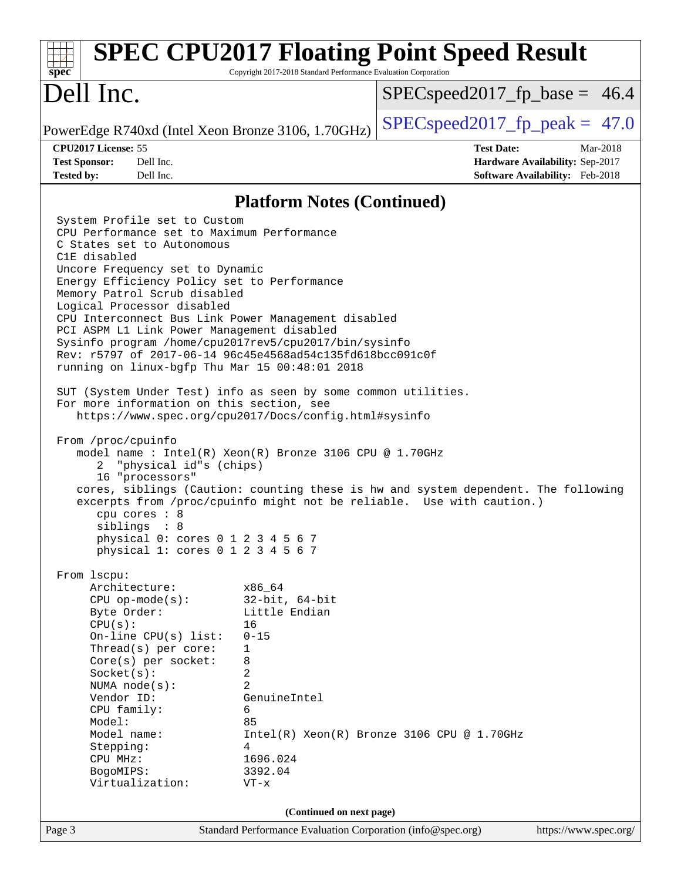## Platform Notes (Continued)

```
System Profile set to Custom
CPU Performance set to Maximum Performance
C States set to Autonomous
C1E disabled
Uncore Frequency set to Dynamic
Energy Efficiency Policy set to Performance
Memory Patrol Scrub disabled
Logical Processor disabled
CPU Interconnect Bus Link Power Management disabled
PCI ASPM L1 Link Power Management disabled
Sysinfo program /home/cpu2017rev5/cpu2017/bin/sysinfo
Rev: r5797 of 2017-06-14 96c45e4568ad54c135fd618bcc091c0f
running on linux-bgfp Thu Mar 15 00:48:01 2018

SUT (System Under Test) info as seen by some common utilities.
For more information on this section, see
   https://www.spec.org/cpu2017/Docs/config.html#sysinfo

From /proc/cpuinfo
   model name : Intel(R) Xeon(R) Bronze 3106 CPU @ 1.70GHz
      2  "physical id"s (chips)
      16 "processors"
   cores, siblings (Caution: counting these is hw and system dependent. The following
   excerpts from /proc/cpuinfo might not be reliable.  Use with caution.)
      cpu cores : 8
      siblings  : 8
      physical 0: cores 0 1 2 3 4 5 6 7
      physical 1: cores 0 1 2 3 4 5 6 7

From lscpu:
     Architecture:          x86_64
     CPU op-mode(s):        32-bit, 64-bit
     Byte Order:            Little Endian
     CPU(s):                16
     On-line CPU(s) list:   0-15
     Thread(s) per core:    1
     Core(s) per socket:    8
     Socket(s):             2
     NUMA node(s):          2
     Vendor ID:             GenuineIntel
     CPU family:            6
     Model:                 85
     Model name:            Intel(R) Xeon(R) Bronze 3106 CPU @ 1.70GHz
     Stepping:              4
     CPU MHz:               1696.024
     BogoMIPS:              3392.04
     Virtualization:        VT-x
```

(Continued on next page)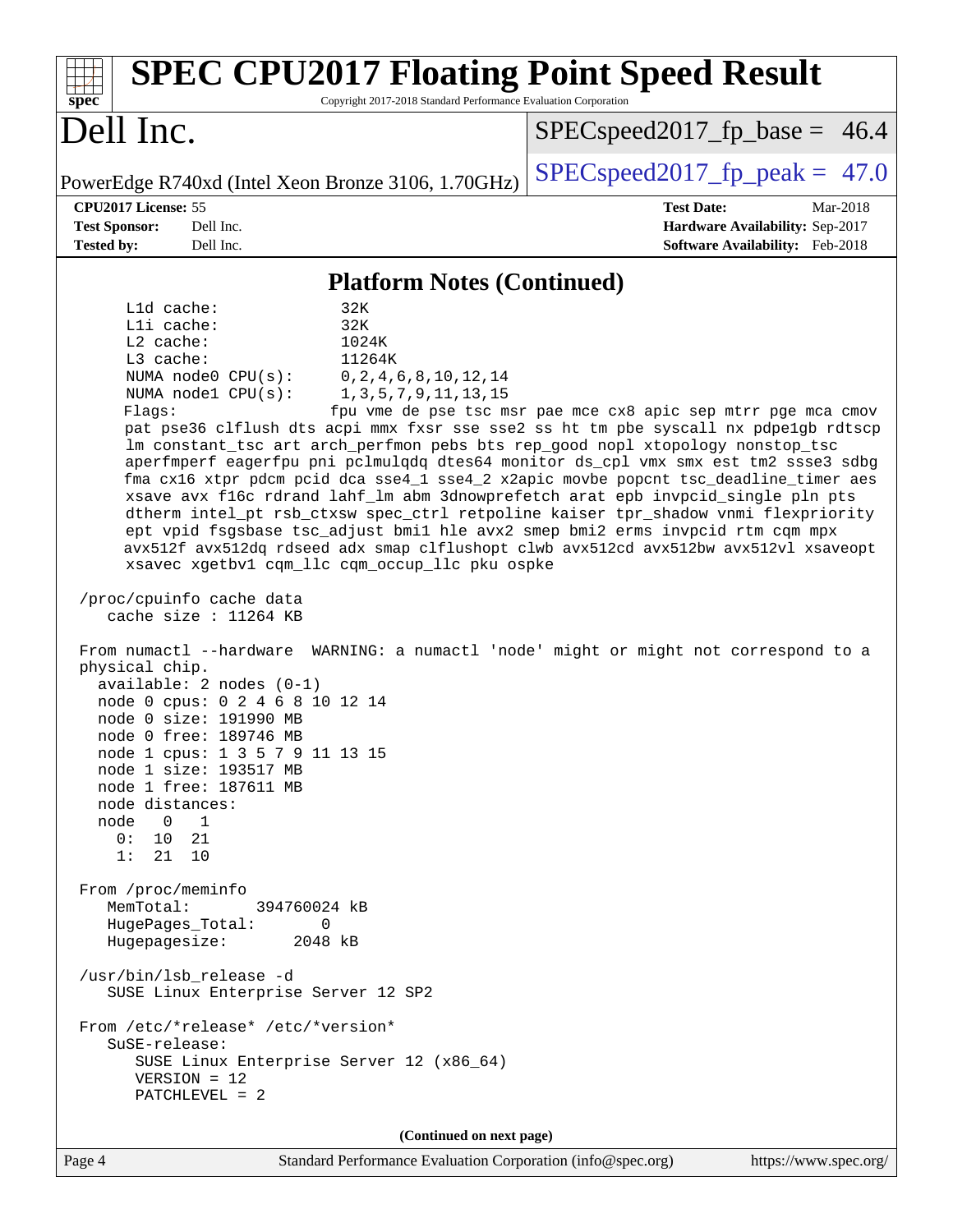# SPEC CPU2017 Floating Point Speed Result

Copyright 2017-2018 Standard Performance Evaluation Corporation

## Dell Inc.

PowerEdge R740xd (Intel Xeon Bronze 3106, 1.70GHz)

SPECspeed2017_fp_base = 46.4

SPECspeed2017_fp_peak = 47.0

| **CPU2017 License:** 55 | **Test Date:** Mar-2018 |
|---|---|
| **Test Sponsor:** Dell Inc. | **Hardware Availability:** Sep-2017 |
| **Tested by:** Dell Inc. | **Software Availability:** Feb-2018 |

### Platform Notes (Continued)

```
     L1d cache:              32K
     L1i cache:              32K
     L2 cache:               1024K
     L3 cache:               11264K
     NUMA node0 CPU(s):      0,2,4,6,8,10,12,14
     NUMA node1 CPU(s):      1,3,5,7,9,11,13,15
     Flags:                 fpu vme de pse tsc msr pae mce cx8 apic sep mtrr pge mca cmov
     pat pse36 clflush dts acpi mmx fxsr sse sse2 ss ht tm pbe syscall nx pdpe1gb rdtscp
     lm constant_tsc art arch_perfmon pebs bts rep_good nopl xtopology nonstop_tsc
     aperfmperf eagerfpu pni pclmulqdq dtes64 monitor ds_cpl vmx smx est tm2 ssse3 sdbg
     fma cx16 xtpr pdcm pcid dca sse4_1 sse4_2 x2apic movbe popcnt tsc_deadline_timer aes
     xsave avx f16c rdrand lahf_lm abm 3dnowprefetch arat epb invpcid_single pln pts
     dtherm intel_pt rsb_ctxsw spec_ctrl retpoline kaiser tpr_shadow vnmi flexpriority
     ept vpid fsgsbase tsc_adjust bmi1 hle avx2 smep bmi2 erms invpcid rtm cqm mpx
     avx512f avx512dq rdseed adx smap clflushopt clwb avx512cd avx512bw avx512vl xsaveopt
     xsavec xgetbv1 cqm_llc cqm_occup_llc pku ospke

 /proc/cpuinfo cache data
    cache size : 11264 KB

 From numactl --hardware  WARNING: a numactl 'node' might or might not correspond to a
 physical chip.
   available: 2 nodes (0-1)
   node 0 cpus: 0 2 4 6 8 10 12 14
   node 0 size: 191990 MB
   node 0 free: 189746 MB
   node 1 cpus: 1 3 5 7 9 11 13 15
   node 1 size: 193517 MB
   node 1 free: 187611 MB
   node distances:
   node   0   1
     0:  10  21
     1:  21  10

 From /proc/meminfo
    MemTotal:       394760024 kB
    HugePages_Total:       0
    Hugepagesize:       2048 kB

 /usr/bin/lsb_release -d
    SUSE Linux Enterprise Server 12 SP2

 From /etc/*release* /etc/*version*
    SuSE-release:
       SUSE Linux Enterprise Server 12 (x86_64)
       VERSION = 12
       PATCHLEVEL = 2
```

(Continued on next page)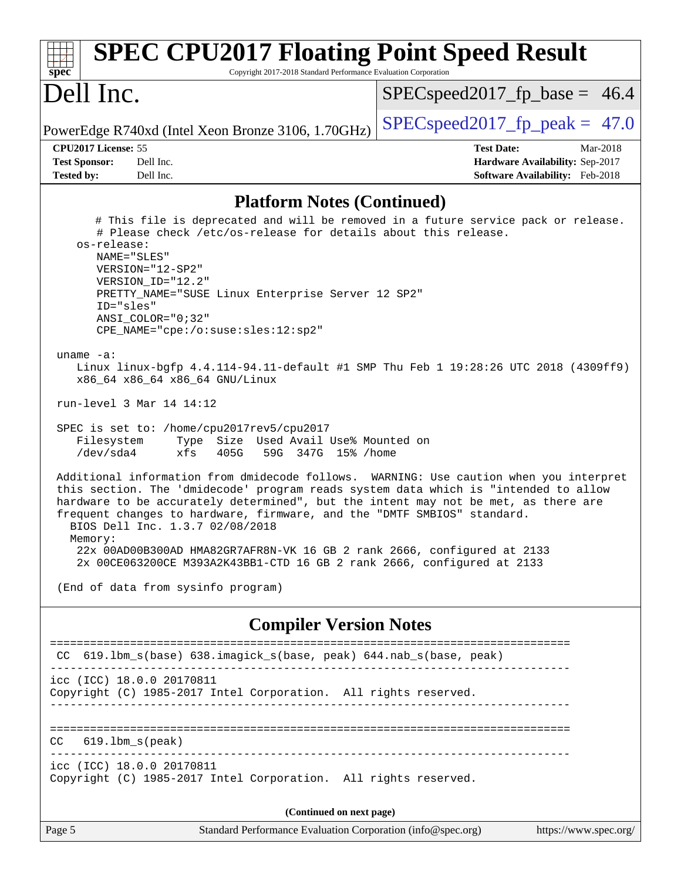## Platform Notes (Continued)

```
    # This file is deprecated and will be removed in a future service pack or release.
    # Please check /etc/os-release for details about this release.
 os-release:
    NAME="SLES"
    VERSION="12-SP2"
    VERSION_ID="12.2"
    PRETTY_NAME="SUSE Linux Enterprise Server 12 SP2"
    ID="sles"
    ANSI_COLOR="0;32"
    CPE_NAME="cpe:/o:suse:sles:12:sp2"

uname -a:
   Linux linux-bgfp 4.4.114-94.11-default #1 SMP Thu Feb 1 19:28:26 UTC 2018 (4309ff9)
   x86_64 x86_64 x86_64 GNU/Linux

run-level 3 Mar 14 14:12

SPEC is set to: /home/cpu2017rev5/cpu2017
   Filesystem     Type  Size  Used Avail Use% Mounted on
   /dev/sda4      xfs   405G   59G  347G  15% /home

Additional information from dmidecode follows.  WARNING: Use caution when you interpret
this section. The 'dmidecode' program reads system data which is "intended to allow
hardware to be accurately determined", but the intent may not be met, as there are
frequent changes to hardware, firmware, and the "DMTF SMBIOS" standard.
  BIOS Dell Inc. 1.3.7 02/08/2018
  Memory:
    22x 00AD00B300AD HMA82GR7AFR8N-VK 16 GB 2 rank 2666, configured at 2133
    2x 00CE063200CE M393A2K43BB1-CTD 16 GB 2 rank 2666, configured at 2133

(End of data from sysinfo program)
```

## Compiler Version Notes

```
==============================================================================
 CC  619.lbm_s(base) 638.imagick_s(base, peak) 644.nab_s(base, peak)
------------------------------------------------------------------------------
icc (ICC) 18.0.0 20170811
Copyright (C) 1985-2017 Intel Corporation.  All rights reserved.
------------------------------------------------------------------------------

==============================================================================
 CC  619.lbm_s(peak)
------------------------------------------------------------------------------
icc (ICC) 18.0.0 20170811
Copyright (C) 1985-2017 Intel Corporation.  All rights reserved.
```

(Continued on next page)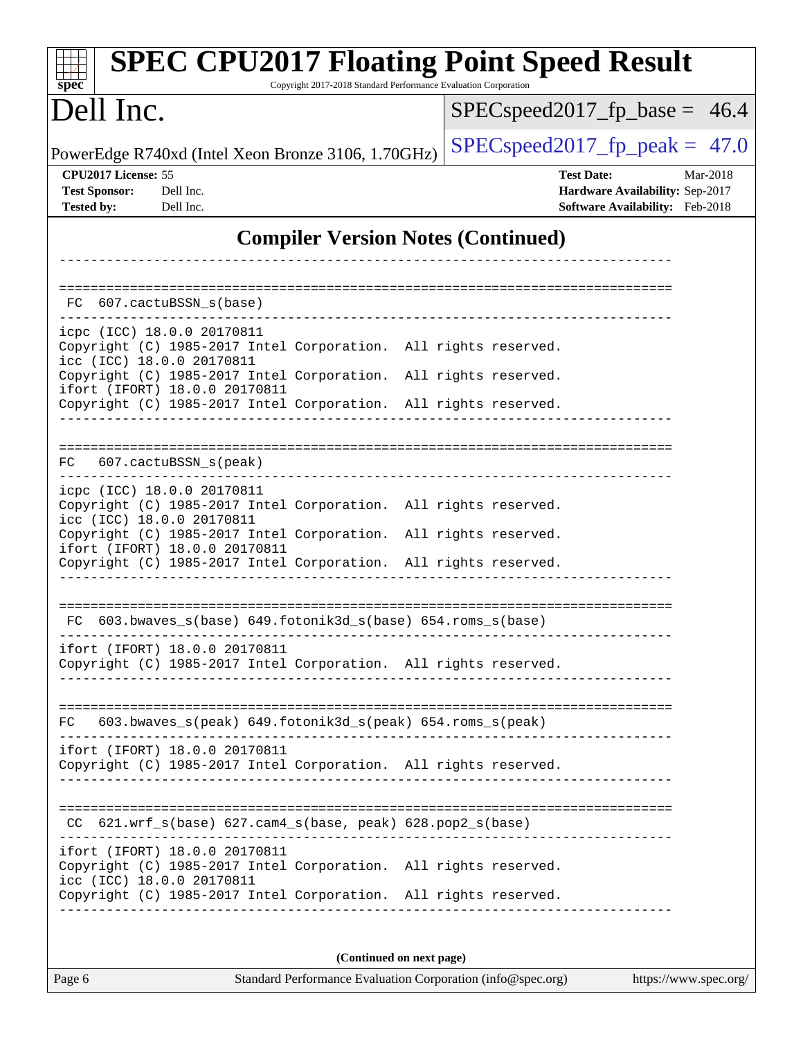## Compiler Version Notes (Continued)

```
------------------------------------------------------------------------------

==============================================================================
 FC  607.cactuBSSN_s(base)
------------------------------------------------------------------------------
icpc (ICC) 18.0.0 20170811
Copyright (C) 1985-2017 Intel Corporation.  All rights reserved.
icc (ICC) 18.0.0 20170811
Copyright (C) 1985-2017 Intel Corporation.  All rights reserved.
ifort (IFORT) 18.0.0 20170811
Copyright (C) 1985-2017 Intel Corporation.  All rights reserved.
------------------------------------------------------------------------------

==============================================================================
FC   607.cactuBSSN_s(peak)
------------------------------------------------------------------------------
icpc (ICC) 18.0.0 20170811
Copyright (C) 1985-2017 Intel Corporation.  All rights reserved.
icc (ICC) 18.0.0 20170811
Copyright (C) 1985-2017 Intel Corporation.  All rights reserved.
ifort (IFORT) 18.0.0 20170811
Copyright (C) 1985-2017 Intel Corporation.  All rights reserved.
------------------------------------------------------------------------------

==============================================================================
 FC  603.bwaves_s(base) 649.fotonik3d_s(base) 654.roms_s(base)
------------------------------------------------------------------------------
ifort (IFORT) 18.0.0 20170811
Copyright (C) 1985-2017 Intel Corporation.  All rights reserved.
------------------------------------------------------------------------------

==============================================================================
FC   603.bwaves_s(peak) 649.fotonik3d_s(peak) 654.roms_s(peak)
------------------------------------------------------------------------------
ifort (IFORT) 18.0.0 20170811
Copyright (C) 1985-2017 Intel Corporation.  All rights reserved.
------------------------------------------------------------------------------

==============================================================================
 CC  621.wrf_s(base) 627.cam4_s(base, peak) 628.pop2_s(base)
------------------------------------------------------------------------------
ifort (IFORT) 18.0.0 20170811
Copyright (C) 1985-2017 Intel Corporation.  All rights reserved.
icc (ICC) 18.0.0 20170811
Copyright (C) 1985-2017 Intel Corporation.  All rights reserved.
------------------------------------------------------------------------------
```

**(Continued on next page)**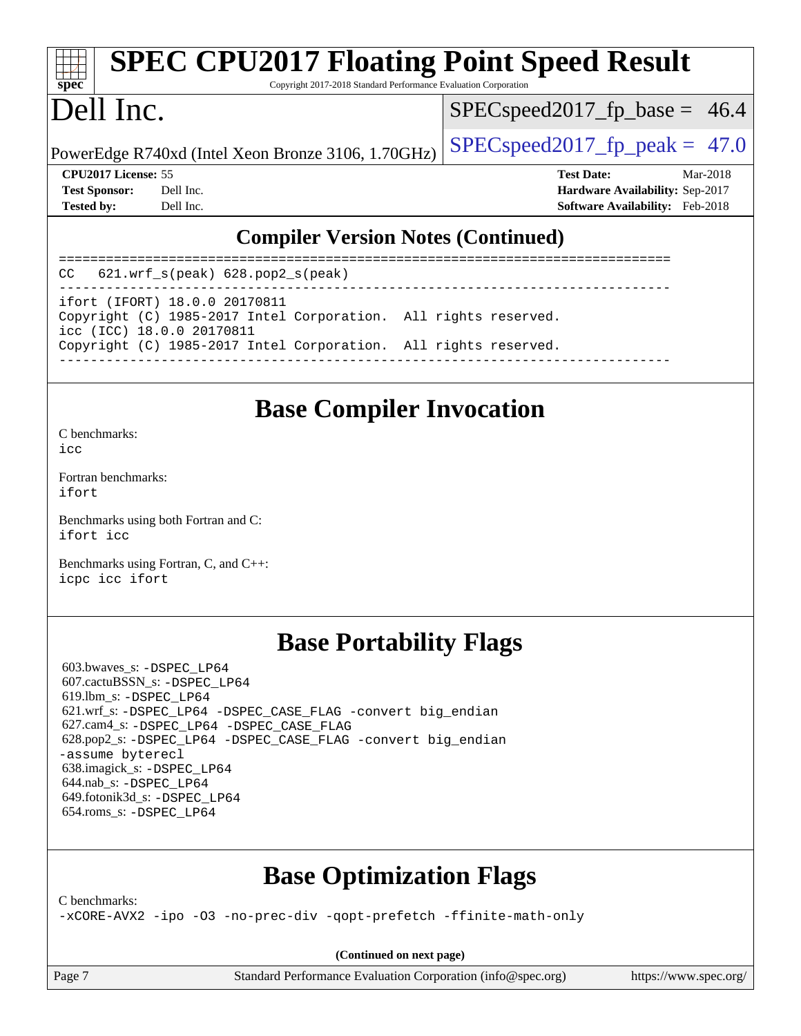## Compiler Version Notes (Continued)

```
==============================================================================
CC  621.wrf_s(peak) 628.pop2_s(peak)
------------------------------------------------------------------------------
ifort (IFORT) 18.0.0 20170811
Copyright (C) 1985-2017 Intel Corporation.  All rights reserved.
icc (ICC) 18.0.0 20170811
Copyright (C) 1985-2017 Intel Corporation.  All rights reserved.
------------------------------------------------------------------------------
```

## Base Compiler Invocation

C benchmarks:
`icc`

Fortran benchmarks:
`ifort`

Benchmarks using both Fortran and C:
`ifort icc`

Benchmarks using Fortran, C, and C++:
`icpc icc ifort`

## Base Portability Flags

603.bwaves_s: `-DSPEC_LP64`
607.cactuBSSN_s: `-DSPEC_LP64`
619.lbm_s: `-DSPEC_LP64`
621.wrf_s: `-DSPEC_LP64 -DSPEC_CASE_FLAG -convert big_endian`
627.cam4_s: `-DSPEC_LP64 -DSPEC_CASE_FLAG`
628.pop2_s: `-DSPEC_LP64 -DSPEC_CASE_FLAG -convert big_endian -assume byterecl`
638.imagick_s: `-DSPEC_LP64`
644.nab_s: `-DSPEC_LP64`
649.fotonik3d_s: `-DSPEC_LP64`
654.roms_s: `-DSPEC_LP64`

## Base Optimization Flags

C benchmarks:
`-xCORE-AVX2 -ipo -O3 -no-prec-div -qopt-prefetch -ffinite-math-only`

**(Continued on next page)**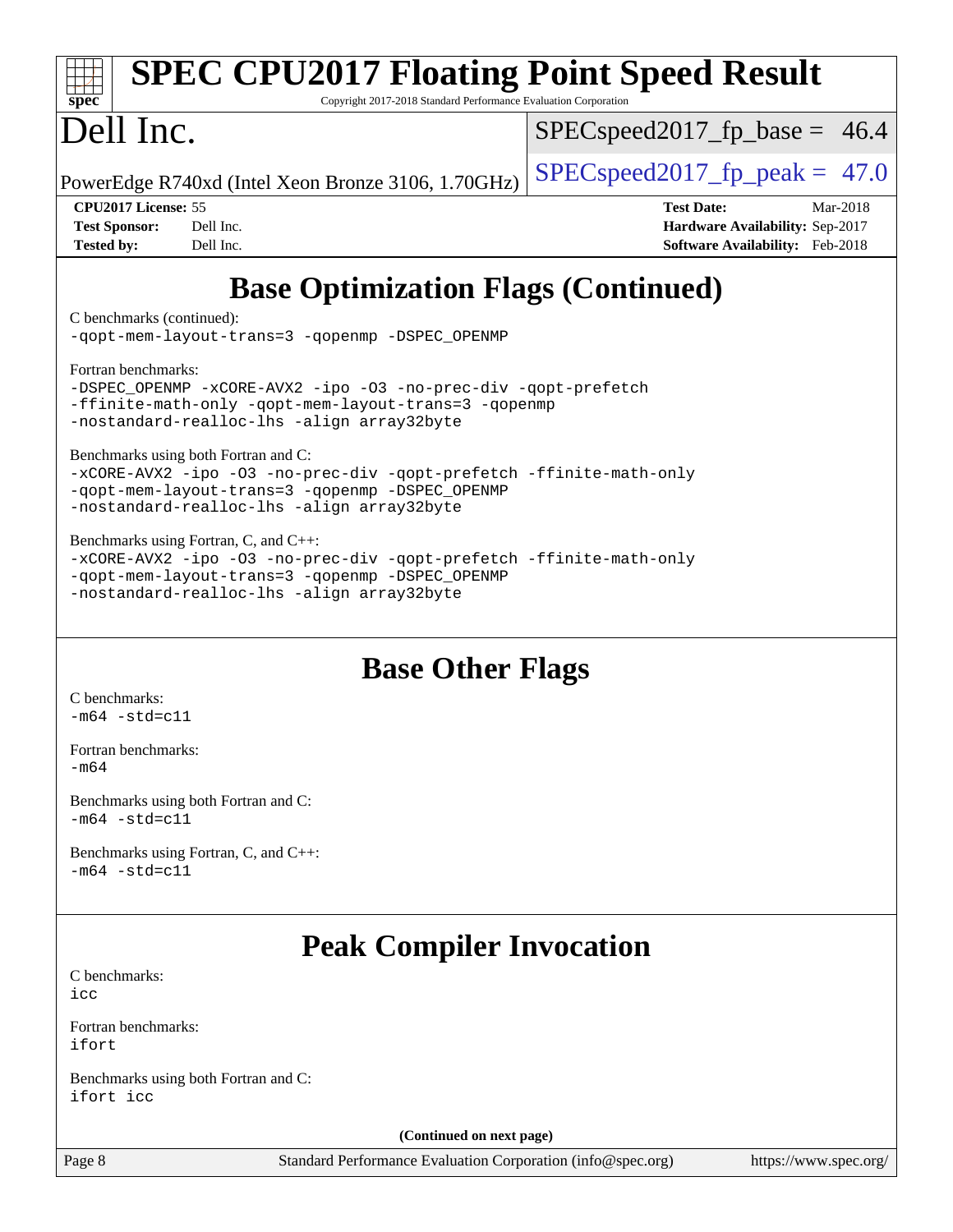## Base Optimization Flags (Continued)

C benchmarks (continued):
-qopt-mem-layout-trans=3 -qopenmp -DSPEC_OPENMP

Fortran benchmarks:
-DSPEC_OPENMP -xCORE-AVX2 -ipo -O3 -no-prec-div -qopt-prefetch
-ffinite-math-only -qopt-mem-layout-trans=3 -qopenmp
-nostandard-realloc-lhs -align array32byte

Benchmarks using both Fortran and C:
-xCORE-AVX2 -ipo -O3 -no-prec-div -qopt-prefetch -ffinite-math-only
-qopt-mem-layout-trans=3 -qopenmp -DSPEC_OPENMP
-nostandard-realloc-lhs -align array32byte

Benchmarks using Fortran, C, and C++:
-xCORE-AVX2 -ipo -O3 -no-prec-div -qopt-prefetch -ffinite-math-only
-qopt-mem-layout-trans=3 -qopenmp -DSPEC_OPENMP
-nostandard-realloc-lhs -align array32byte

## Base Other Flags

C benchmarks:
-m64 -std=c11

Fortran benchmarks:
-m64

Benchmarks using both Fortran and C:
-m64 -std=c11

Benchmarks using Fortran, C, and C++:
-m64 -std=c11

## Peak Compiler Invocation

C benchmarks:
icc

Fortran benchmarks:
ifort

Benchmarks using both Fortran and C:
ifort icc

(Continued on next page)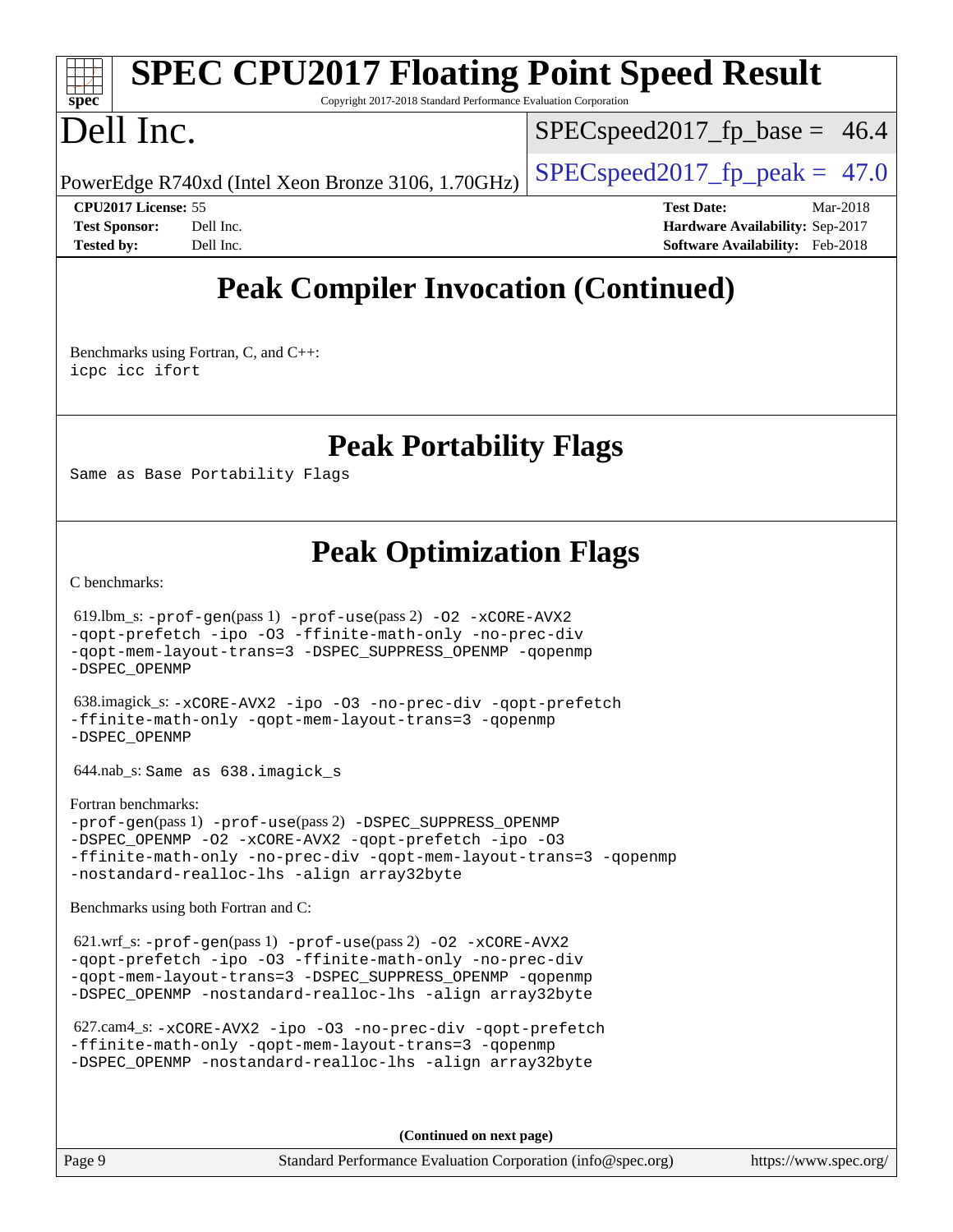# SPEC CPU2017 Floating Point Speed Result

Copyright 2017-2018 Standard Performance Evaluation Corporation

# Dell Inc.

PowerEdge R740xd (Intel Xeon Bronze 3106, 1.70GHz)

SPECspeed2017_fp_base = 46.4

SPECspeed2017_fp_peak = 47.0

**CPU2017 License:** 55
**Test Sponsor:** Dell Inc.
**Tested by:** Dell Inc.

**Test Date:** Mar-2018
**Hardware Availability:** Sep-2017
**Software Availability:** Feb-2018

## Peak Compiler Invocation (Continued)

Benchmarks using Fortran, C, and C++:
`icpc icc ifort`

## Peak Portability Flags

Same as Base Portability Flags

## Peak Optimization Flags

C benchmarks:

619.lbm_s: `-prof-gen`(pass 1) `-prof-use`(pass 2) `-O2 -xCORE-AVX2 -qopt-prefetch -ipo -O3 -ffinite-math-only -no-prec-div -qopt-mem-layout-trans=3 -DSPEC_SUPPRESS_OPENMP -qopenmp -DSPEC_OPENMP`

638.imagick_s: `-xCORE-AVX2 -ipo -O3 -no-prec-div -qopt-prefetch -ffinite-math-only -qopt-mem-layout-trans=3 -qopenmp -DSPEC_OPENMP`

644.nab_s: Same as `638.imagick_s`

Fortran benchmarks:
`-prof-gen`(pass 1) `-prof-use`(pass 2) `-DSPEC_SUPPRESS_OPENMP -DSPEC_OPENMP -O2 -xCORE-AVX2 -qopt-prefetch -ipo -O3 -ffinite-math-only -no-prec-div -qopt-mem-layout-trans=3 -qopenmp -nostandard-realloc-lhs -align array32byte`

Benchmarks using both Fortran and C:

621.wrf_s: `-prof-gen`(pass 1) `-prof-use`(pass 2) `-O2 -xCORE-AVX2 -qopt-prefetch -ipo -O3 -ffinite-math-only -no-prec-div -qopt-mem-layout-trans=3 -DSPEC_SUPPRESS_OPENMP -qopenmp -DSPEC_OPENMP -nostandard-realloc-lhs -align array32byte`

627.cam4_s: `-xCORE-AVX2 -ipo -O3 -no-prec-div -qopt-prefetch -ffinite-math-only -qopt-mem-layout-trans=3 -qopenmp -DSPEC_OPENMP -nostandard-realloc-lhs -align array32byte`

**(Continued on next page)**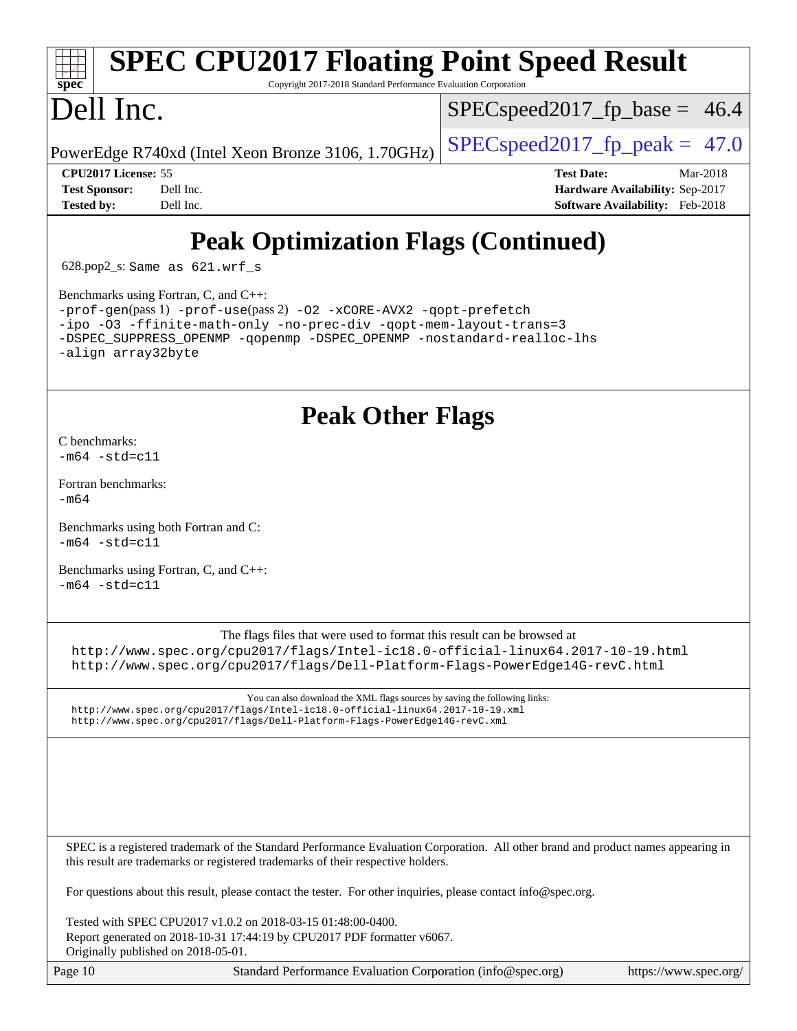# Peak Optimization Flags (Continued)

628.pop2_s: Same as 621.wrf_s

Benchmarks using Fortran, C, and C++:
-prof-gen(pass 1) -prof-use(pass 2) -O2 -xCORE-AVX2 -qopt-prefetch
-ipo -O3 -ffinite-math-only -no-prec-div -qopt-mem-layout-trans=3
-DSPEC_SUPPRESS_OPENMP -qopenmp -DSPEC_OPENMP -nostandard-realloc-lhs
-align array32byte

# Peak Other Flags

C benchmarks:
-m64 -std=c11

Fortran benchmarks:
-m64

Benchmarks using both Fortran and C:
-m64 -std=c11

Benchmarks using Fortran, C, and C++:
-m64 -std=c11

The flags files that were used to format this result can be browsed at
http://www.spec.org/cpu2017/flags/Intel-ic18.0-official-linux64.2017-10-19.html
http://www.spec.org/cpu2017/flags/Dell-Platform-Flags-PowerEdge14G-revC.html

You can also download the XML flags sources by saving the following links:
http://www.spec.org/cpu2017/flags/Intel-ic18.0-official-linux64.2017-10-19.xml
http://www.spec.org/cpu2017/flags/Dell-Platform-Flags-PowerEdge14G-revC.xml

SPEC is a registered trademark of the Standard Performance Evaluation Corporation. All other brand and product names appearing in this result are trademarks or registered trademarks of their respective holders.

For questions about this result, please contact the tester. For other inquiries, please contact info@spec.org.

Tested with SPEC CPU2017 v1.0.2 on 2018-03-15 01:48:00-0400.
Report generated on 2018-10-31 17:44:19 by CPU2017 PDF formatter v6067.
Originally published on 2018-05-01.